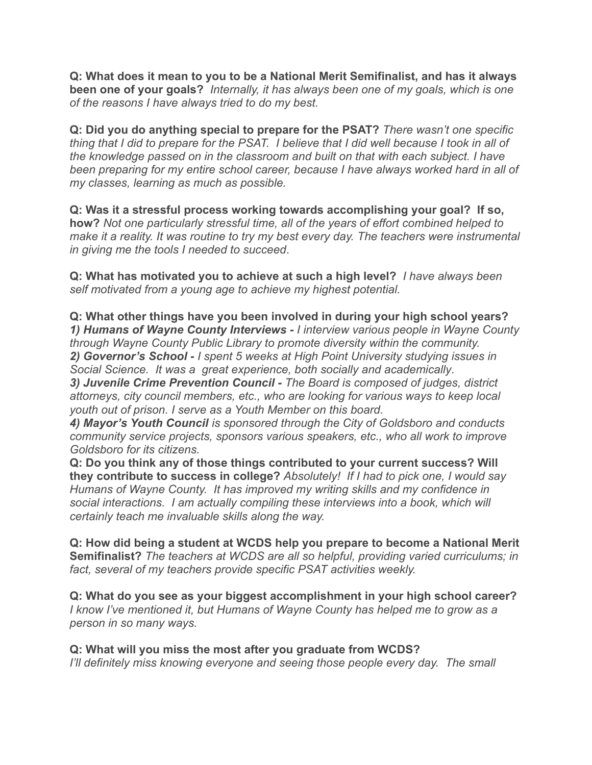**Q: What does it mean to you to be a National Merit Semifinalist, and has it always been one of your goals?** *Internally, it has always been one of my goals, which is one of the reasons I have always tried to do my best.*

**Q: Did you do anything special to prepare for the PSAT?** *There wasn't one specific thing that I did to prepare for the PSAT. I believe that I did well because I took in all of the knowledge passed on in the classroom and built on that with each subject. I have been preparing for my entire school career, because I have always worked hard in all of my classes, learning as much as possible.*

**Q: Was it a stressful process working towards accomplishing your goal? If so, how?** *Not one particularly stressful time, all of the years of effort combined helped to make it a reality. It was routine to try my best every day. The teachers were instrumental in giving me the tools I needed to succeed*.

**Q: What has motivated you to achieve at such a high level?** *I have always been self motivated from a young age to achieve my highest potential.*

**Q: What other things have you been involved in during your high school years?**
***1) Humans of Wayne County Interviews -*** *I interview various people in Wayne County through Wayne County Public Library to promote diversity within the community.*
***2) Governor's School -*** *I spent 5 weeks at High Point University studying issues in Social Science. It was a great experience, both socially and academically*.
***3) Juvenile Crime Prevention Council -*** *The Board is composed of judges, district attorneys, city council members, etc., who are looking for various ways to keep local youth out of prison. I serve as a Youth Member on this board.*
***4) Mayor's Youth Council*** *is sponsored through the City of Goldsboro and conducts community service projects, sponsors various speakers, etc., who all work to improve Goldsboro for its citizens.*

**Q: Do you think any of those things contributed to your current success? Will they contribute to success in college?** *Absolutely! If I had to pick one, I would say Humans of Wayne County. It has improved my writing skills and my confidence in social interactions. I am actually compiling these interviews into a book, which will certainly teach me invaluable skills along the way.*

**Q: How did being a student at WCDS help you prepare to become a National Merit Semifinalist?** *The teachers at WCDS are all so helpful, providing varied curriculums; in fact, several of my teachers provide specific PSAT activities weekly.*

**Q: What do you see as your biggest accomplishment in your high school career?**
*I know I've mentioned it, but Humans of Wayne County has helped me to grow as a person in so many ways.*

**Q: What will you miss the most after you graduate from WCDS?**
*I'll definitely miss knowing everyone and seeing those people every day. The small*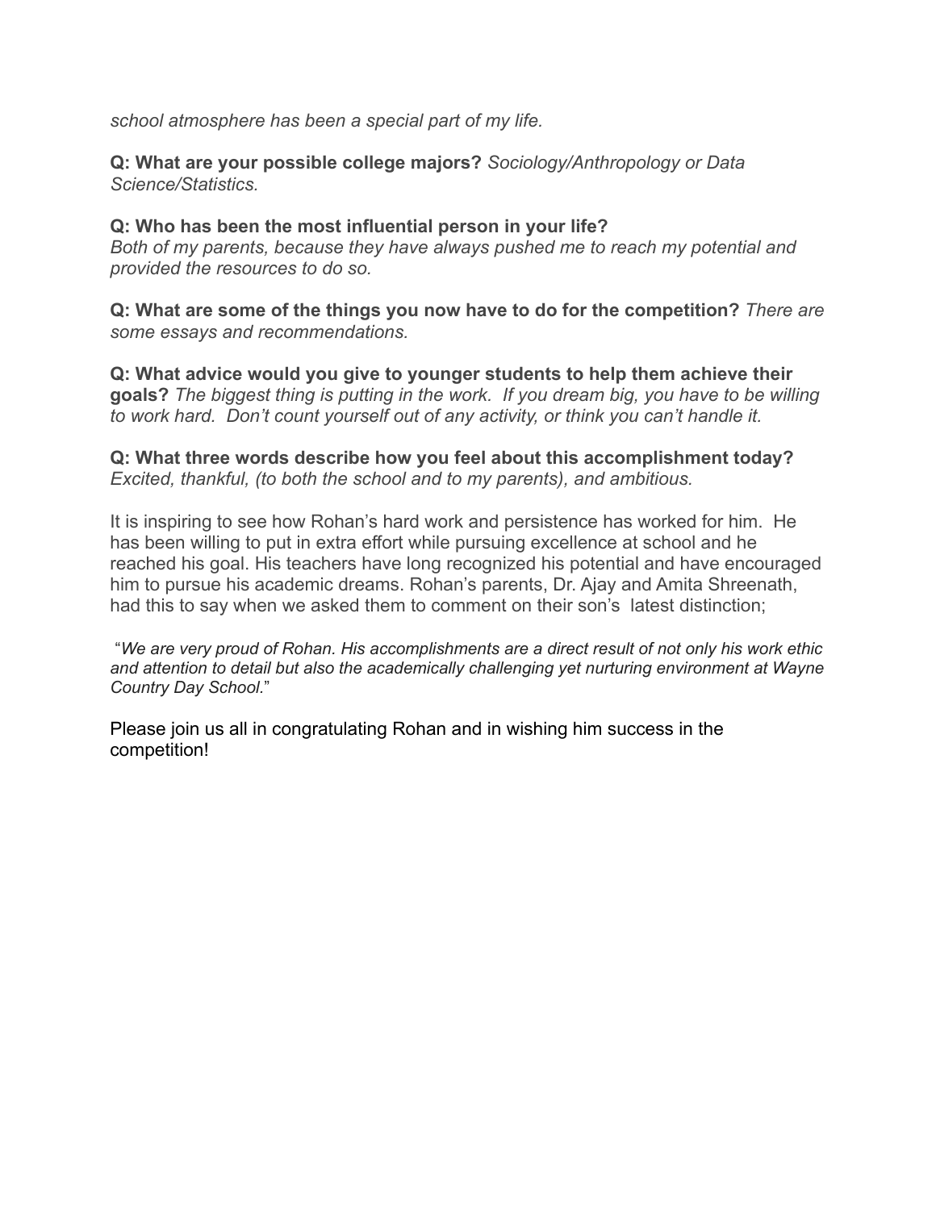*school atmosphere has been a special part of my life.*

**Q: What are your possible college majors?** *Sociology/Anthropology or Data Science/Statistics.*

**Q: Who has been the most influential person in your life?**
*Both of my parents, because they have always pushed me to reach my potential and provided the resources to do so.*

**Q: What are some of the things you now have to do for the competition?** *There are some essays and recommendations.*

**Q: What advice would you give to younger students to help them achieve their goals?** *The biggest thing is putting in the work. If you dream big, you have to be willing to work hard. Don't count yourself out of any activity, or think you can't handle it.*

**Q: What three words describe how you feel about this accomplishment today?**
*Excited, thankful, (to both the school and to my parents), and ambitious.*

It is inspiring to see how Rohan's hard work and persistence has worked for him. He has been willing to put in extra effort while pursuing excellence at school and he reached his goal. His teachers have long recognized his potential and have encouraged him to pursue his academic dreams. Rohan's parents, Dr. Ajay and Amita Shreenath, had this to say when we asked them to comment on their son's latest distinction;

"*We are very proud of Rohan. His accomplishments are a direct result of not only his work ethic and attention to detail but also the academically challenging yet nurturing environment at Wayne Country Day School.*"

Please join us all in congratulating Rohan and in wishing him success in the competition!